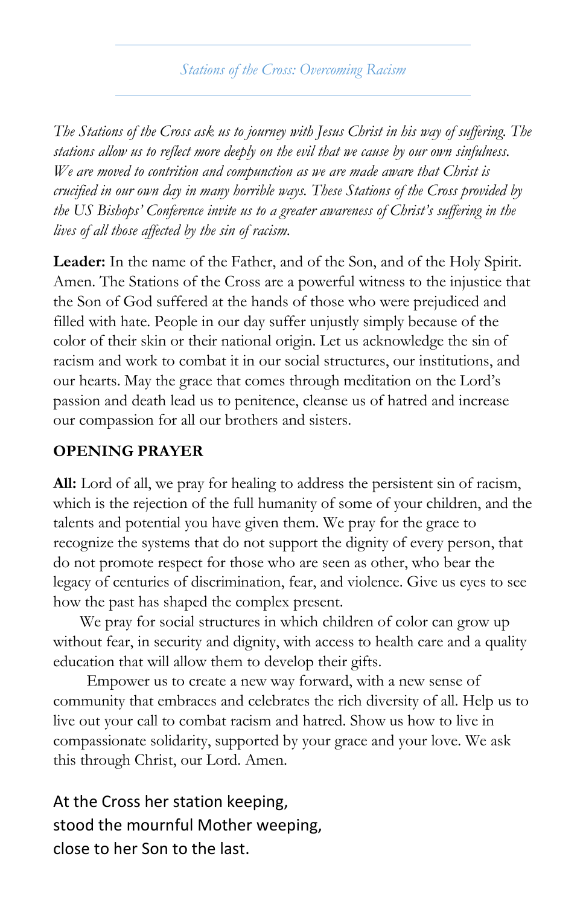# Stations of the Cross: Overcoming Racism

*The Stations of the Cross ask us to journey with Jesus Christ in his way of suffering. The stations allow us to reflect more deeply on the evil that we cause by our own sinfulness. We are moved to contrition and compunction as we are made aware that Christ is crucified in our own day in many horrible ways. These Stations of the Cross provided by the US Bishops' Conference invite us to a greater awareness of Christ's suffering in the lives of all those affected by the sin of racism.*

**Leader:** In the name of the Father, and of the Son, and of the Holy Spirit. Amen. The Stations of the Cross are a powerful witness to the injustice that the Son of God suffered at the hands of those who were prejudiced and filled with hate. People in our day suffer unjustly simply because of the color of their skin or their national origin. Let us acknowledge the sin of racism and work to combat it in our social structures, our institutions, and our hearts. May the grace that comes through meditation on the Lord's passion and death lead us to penitence, cleanse us of hatred and increase our compassion for all our brothers and sisters.

## OPENING PRAYER

**All:** Lord of all, we pray for healing to address the persistent sin of racism, which is the rejection of the full humanity of some of your children, and the talents and potential you have given them. We pray for the grace to recognize the systems that do not support the dignity of every person, that do not promote respect for those who are seen as other, who bear the legacy of centuries of discrimination, fear, and violence. Give us eyes to see how the past has shaped the complex present.

We pray for social structures in which children of color can grow up without fear, in security and dignity, with access to health care and a quality education that will allow them to develop their gifts.

Empower us to create a new way forward, with a new sense of community that embraces and celebrates the rich diversity of all. Help us to live out your call to combat racism and hatred. Show us how to live in compassionate solidarity, supported by your grace and your love. We ask this through Christ, our Lord. Amen.

At the Cross her station keeping,
stood the mournful Mother weeping,
close to her Son to the last.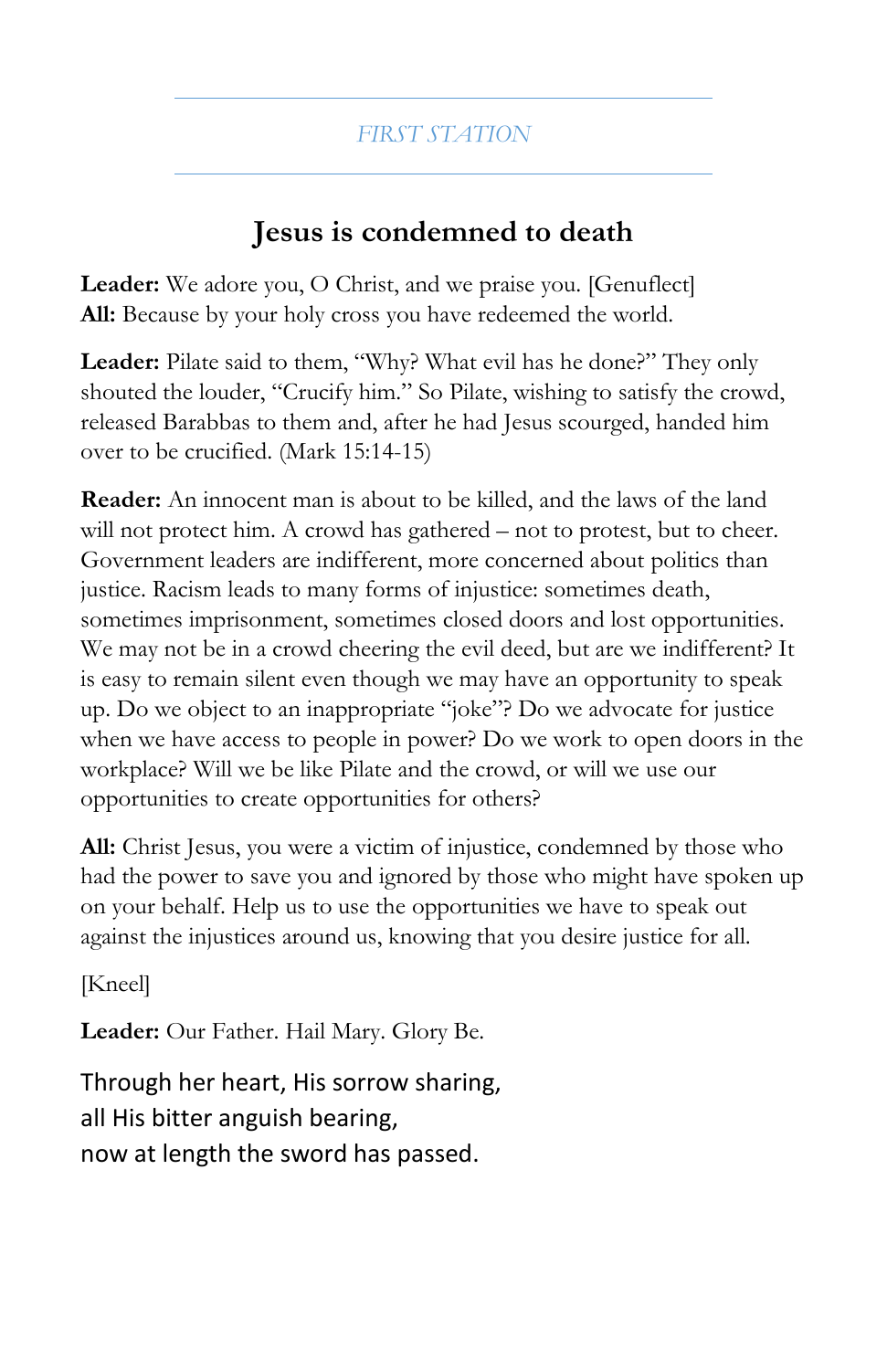*FIRST STATION*

## Jesus is condemned to death

**Leader:** We adore you, O Christ, and we praise you. [Genuflect]
**All:** Because by your holy cross you have redeemed the world.

**Leader:** Pilate said to them, "Why? What evil has he done?" They only shouted the louder, "Crucify him." So Pilate, wishing to satisfy the crowd, released Barabbas to them and, after he had Jesus scourged, handed him over to be crucified. (Mark 15:14-15)

**Reader:** An innocent man is about to be killed, and the laws of the land will not protect him. A crowd has gathered – not to protest, but to cheer. Government leaders are indifferent, more concerned about politics than justice. Racism leads to many forms of injustice: sometimes death, sometimes imprisonment, sometimes closed doors and lost opportunities. We may not be in a crowd cheering the evil deed, but are we indifferent? It is easy to remain silent even though we may have an opportunity to speak up. Do we object to an inappropriate "joke"? Do we advocate for justice when we have access to people in power? Do we work to open doors in the workplace? Will we be like Pilate and the crowd, or will we use our opportunities to create opportunities for others?

**All:** Christ Jesus, you were a victim of injustice, condemned by those who had the power to save you and ignored by those who might have spoken up on your behalf. Help us to use the opportunities we have to speak out against the injustices around us, knowing that you desire justice for all.

[Kneel]

**Leader:** Our Father. Hail Mary. Glory Be.

Through her heart, His sorrow sharing,
all His bitter anguish bearing,
now at length the sword has passed.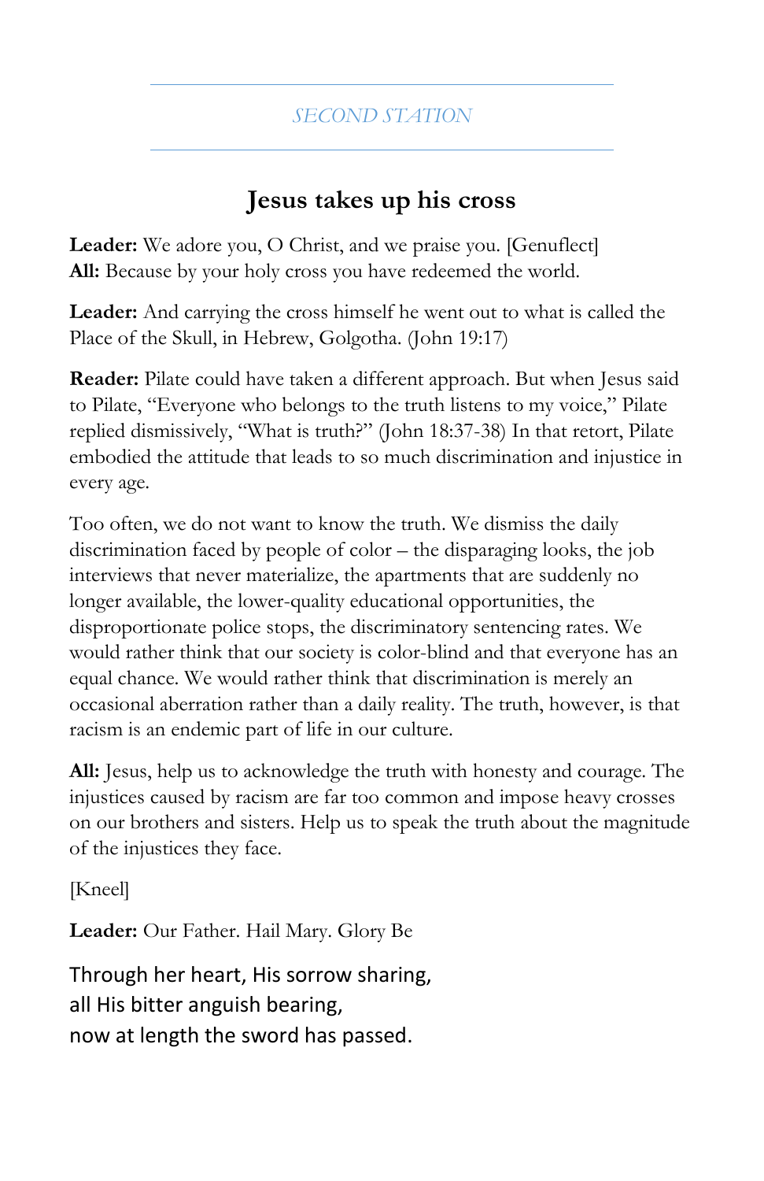## SECOND STATION

# Jesus takes up his cross

**Leader:** We adore you, O Christ, and we praise you. [Genuflect]
**All:** Because by your holy cross you have redeemed the world.

**Leader:** And carrying the cross himself he went out to what is called the Place of the Skull, in Hebrew, Golgotha. (John 19:17)

**Reader:** Pilate could have taken a different approach. But when Jesus said to Pilate, "Everyone who belongs to the truth listens to my voice," Pilate replied dismissively, "What is truth?" (John 18:37-38) In that retort, Pilate embodied the attitude that leads to so much discrimination and injustice in every age.

Too often, we do not want to know the truth. We dismiss the daily discrimination faced by people of color – the disparaging looks, the job interviews that never materialize, the apartments that are suddenly no longer available, the lower-quality educational opportunities, the disproportionate police stops, the discriminatory sentencing rates. We would rather think that our society is color-blind and that everyone has an equal chance. We would rather think that discrimination is merely an occasional aberration rather than a daily reality. The truth, however, is that racism is an endemic part of life in our culture.

**All:** Jesus, help us to acknowledge the truth with honesty and courage. The injustices caused by racism are far too common and impose heavy crosses on our brothers and sisters. Help us to speak the truth about the magnitude of the injustices they face.

[Kneel]

**Leader:** Our Father. Hail Mary. Glory Be

Through her heart, His sorrow sharing,
all His bitter anguish bearing,
now at length the sword has passed.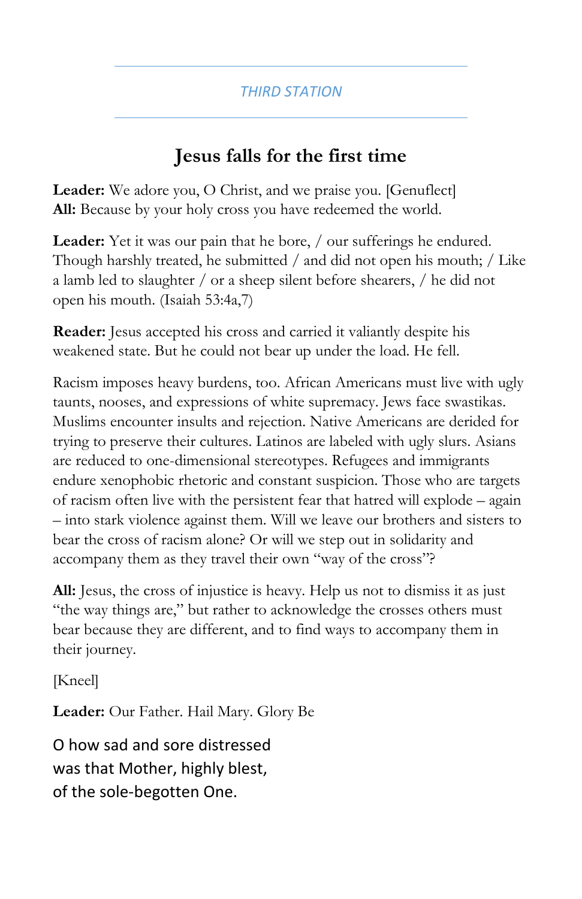*THIRD STATION*

## Jesus falls for the first time

**Leader:** We adore you, O Christ, and we praise you. [Genuflect]
**All:** Because by your holy cross you have redeemed the world.

**Leader:** Yet it was our pain that he bore, / our sufferings he endured. Though harshly treated, he submitted / and did not open his mouth; / Like a lamb led to slaughter / or a sheep silent before shearers, / he did not open his mouth. (Isaiah 53:4a,7)

**Reader:** Jesus accepted his cross and carried it valiantly despite his weakened state. But he could not bear up under the load. He fell.

Racism imposes heavy burdens, too. African Americans must live with ugly taunts, nooses, and expressions of white supremacy. Jews face swastikas. Muslims encounter insults and rejection. Native Americans are derided for trying to preserve their cultures. Latinos are labeled with ugly slurs. Asians are reduced to one-dimensional stereotypes. Refugees and immigrants endure xenophobic rhetoric and constant suspicion. Those who are targets of racism often live with the persistent fear that hatred will explode – again – into stark violence against them. Will we leave our brothers and sisters to bear the cross of racism alone? Or will we step out in solidarity and accompany them as they travel their own "way of the cross"?

**All:** Jesus, the cross of injustice is heavy. Help us not to dismiss it as just "the way things are," but rather to acknowledge the crosses others must bear because they are different, and to find ways to accompany them in their journey.

[Kneel]

**Leader:** Our Father. Hail Mary. Glory Be

O how sad and sore distressed
was that Mother, highly blest,
of the sole-begotten One.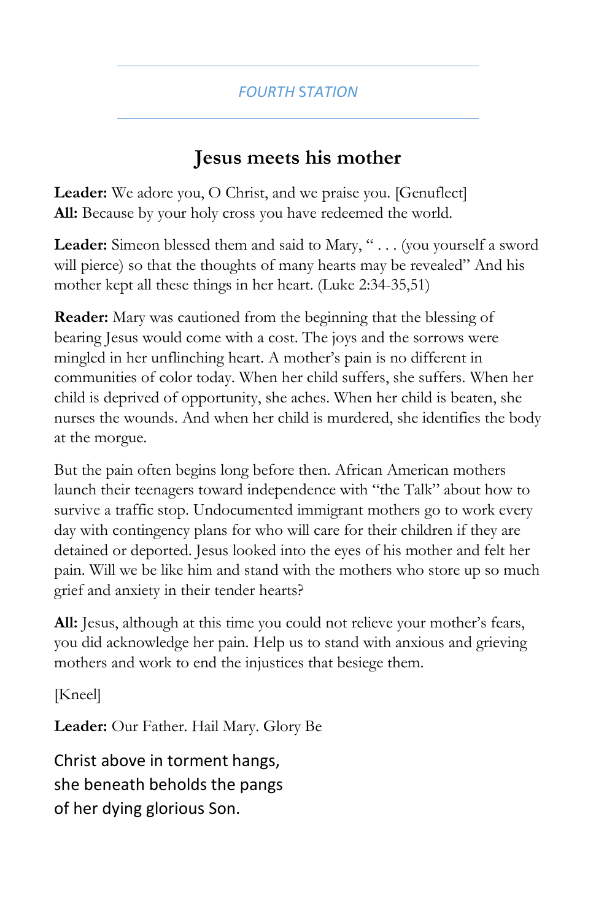## FOURTH STATION

# Jesus meets his mother

**Leader:** We adore you, O Christ, and we praise you. [Genuflect]
**All:** Because by your holy cross you have redeemed the world.

**Leader:** Simeon blessed them and said to Mary, " . . . (you yourself a sword will pierce) so that the thoughts of many hearts may be revealed" And his mother kept all these things in her heart. (Luke 2:34-35,51)

**Reader:** Mary was cautioned from the beginning that the blessing of bearing Jesus would come with a cost. The joys and the sorrows were mingled in her unflinching heart. A mother's pain is no different in communities of color today. When her child suffers, she suffers. When her child is deprived of opportunity, she aches. When her child is beaten, she nurses the wounds. And when her child is murdered, she identifies the body at the morgue.

But the pain often begins long before then. African American mothers launch their teenagers toward independence with "the Talk" about how to survive a traffic stop. Undocumented immigrant mothers go to work every day with contingency plans for who will care for their children if they are detained or deported. Jesus looked into the eyes of his mother and felt her pain. Will we be like him and stand with the mothers who store up so much grief and anxiety in their tender hearts?

**All:** Jesus, although at this time you could not relieve your mother's fears, you did acknowledge her pain. Help us to stand with anxious and grieving mothers and work to end the injustices that besiege them.

[Kneel]

**Leader:** Our Father. Hail Mary. Glory Be

Christ above in torment hangs,
she beneath beholds the pangs
of her dying glorious Son.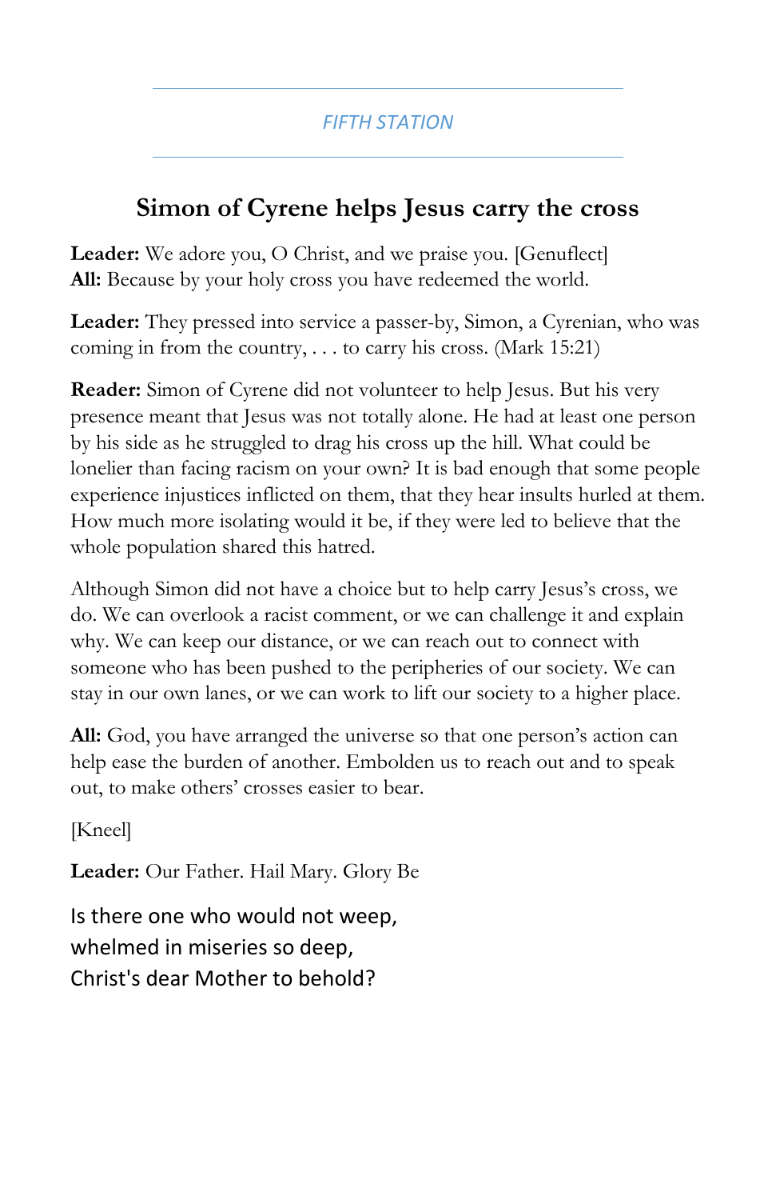*FIFTH STATION*

## Simon of Cyrene helps Jesus carry the cross

**Leader:** We adore you, O Christ, and we praise you. [Genuflect]
**All:** Because by your holy cross you have redeemed the world.

**Leader:** They pressed into service a passer-by, Simon, a Cyrenian, who was coming in from the country, . . . to carry his cross. (Mark 15:21)

**Reader:** Simon of Cyrene did not volunteer to help Jesus. But his very presence meant that Jesus was not totally alone. He had at least one person by his side as he struggled to drag his cross up the hill. What could be lonelier than facing racism on your own? It is bad enough that some people experience injustices inflicted on them, that they hear insults hurled at them. How much more isolating would it be, if they were led to believe that the whole population shared this hatred.

Although Simon did not have a choice but to help carry Jesus's cross, we do. We can overlook a racist comment, or we can challenge it and explain why. We can keep our distance, or we can reach out to connect with someone who has been pushed to the peripheries of our society. We can stay in our own lanes, or we can work to lift our society to a higher place.

**All:** God, you have arranged the universe so that one person's action can help ease the burden of another. Embolden us to reach out and to speak out, to make others' crosses easier to bear.

[Kneel]

**Leader:** Our Father. Hail Mary. Glory Be

Is there one who would not weep,
whelmed in miseries so deep,
Christ's dear Mother to behold?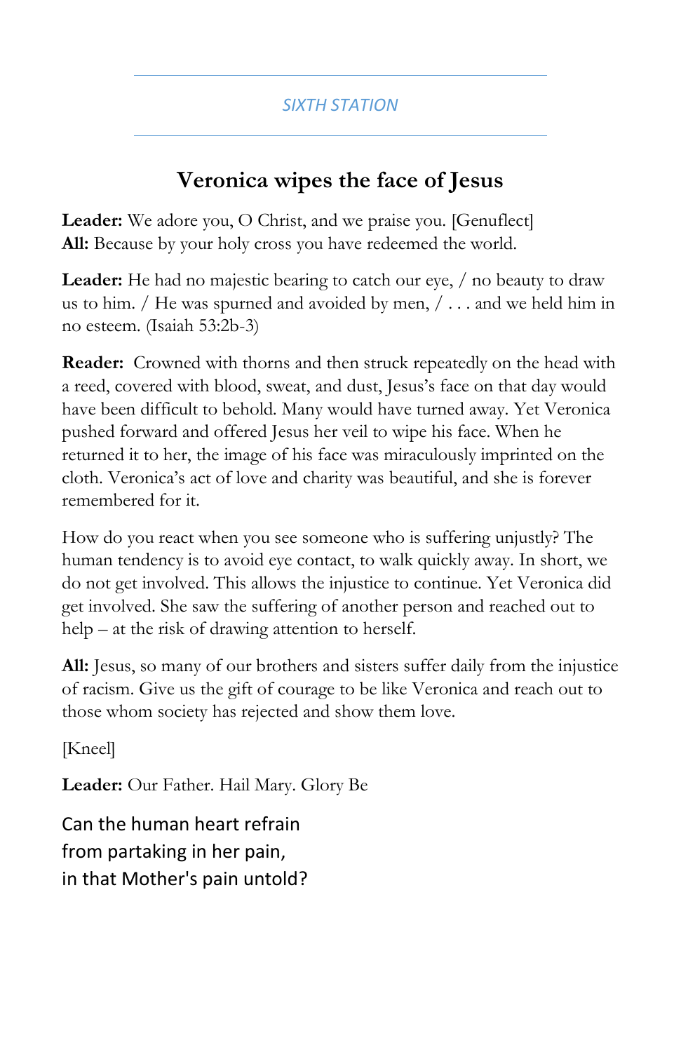## SIXTH STATION

# Veronica wipes the face of Jesus

**Leader:** We adore you, O Christ, and we praise you. [Genuflect]
**All:** Because by your holy cross you have redeemed the world.

**Leader:** He had no majestic bearing to catch our eye, / no beauty to draw us to him. / He was spurned and avoided by men, / . . . and we held him in no esteem. (Isaiah 53:2b-3)

**Reader:** Crowned with thorns and then struck repeatedly on the head with a reed, covered with blood, sweat, and dust, Jesus's face on that day would have been difficult to behold. Many would have turned away. Yet Veronica pushed forward and offered Jesus her veil to wipe his face. When he returned it to her, the image of his face was miraculously imprinted on the cloth. Veronica's act of love and charity was beautiful, and she is forever remembered for it.

How do you react when you see someone who is suffering unjustly? The human tendency is to avoid eye contact, to walk quickly away. In short, we do not get involved. This allows the injustice to continue. Yet Veronica did get involved. She saw the suffering of another person and reached out to help – at the risk of drawing attention to herself.

**All:** Jesus, so many of our brothers and sisters suffer daily from the injustice of racism. Give us the gift of courage to be like Veronica and reach out to those whom society has rejected and show them love.

[Kneel]

**Leader:** Our Father. Hail Mary. Glory Be

Can the human heart refrain
from partaking in her pain,
in that Mother's pain untold?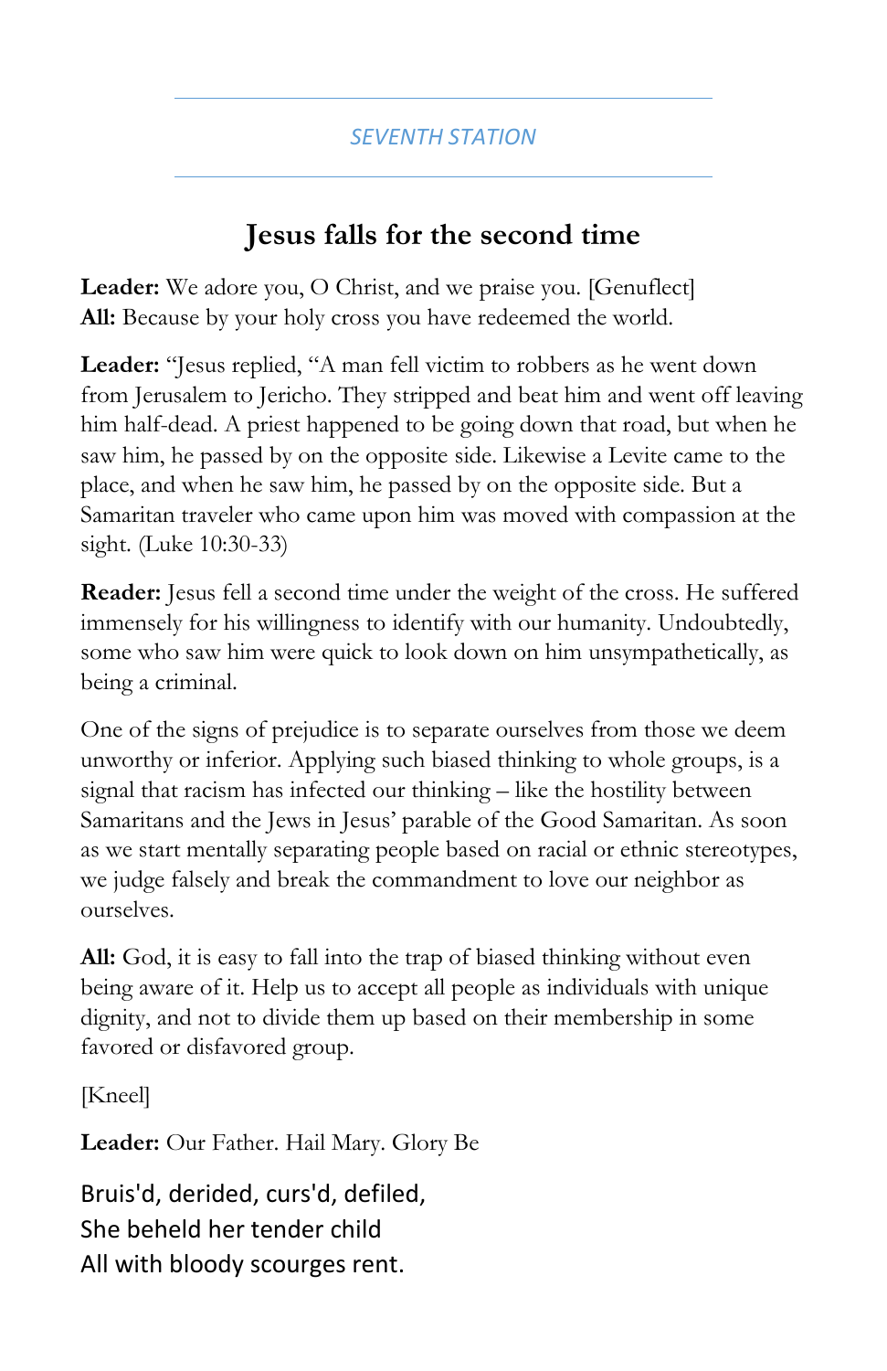### SEVENTH STATION

## Jesus falls for the second time

**Leader:** We adore you, O Christ, and we praise you. [Genuflect]
**All:** Because by your holy cross you have redeemed the world.

**Leader:** "Jesus replied, "A man fell victim to robbers as he went down from Jerusalem to Jericho. They stripped and beat him and went off leaving him half-dead. A priest happened to be going down that road, but when he saw him, he passed by on the opposite side. Likewise a Levite came to the place, and when he saw him, he passed by on the opposite side. But a Samaritan traveler who came upon him was moved with compassion at the sight. (Luke 10:30-33)

**Reader:** Jesus fell a second time under the weight of the cross. He suffered immensely for his willingness to identify with our humanity. Undoubtedly, some who saw him were quick to look down on him unsympathetically, as being a criminal.

One of the signs of prejudice is to separate ourselves from those we deem unworthy or inferior. Applying such biased thinking to whole groups, is a signal that racism has infected our thinking – like the hostility between Samaritans and the Jews in Jesus' parable of the Good Samaritan. As soon as we start mentally separating people based on racial or ethnic stereotypes, we judge falsely and break the commandment to love our neighbor as ourselves.

**All:** God, it is easy to fall into the trap of biased thinking without even being aware of it. Help us to accept all people as individuals with unique dignity, and not to divide them up based on their membership in some favored or disfavored group.

[Kneel]

**Leader:** Our Father. Hail Mary. Glory Be

Bruis'd, derided, curs'd, defiled,
She beheld her tender child
All with bloody scourges rent.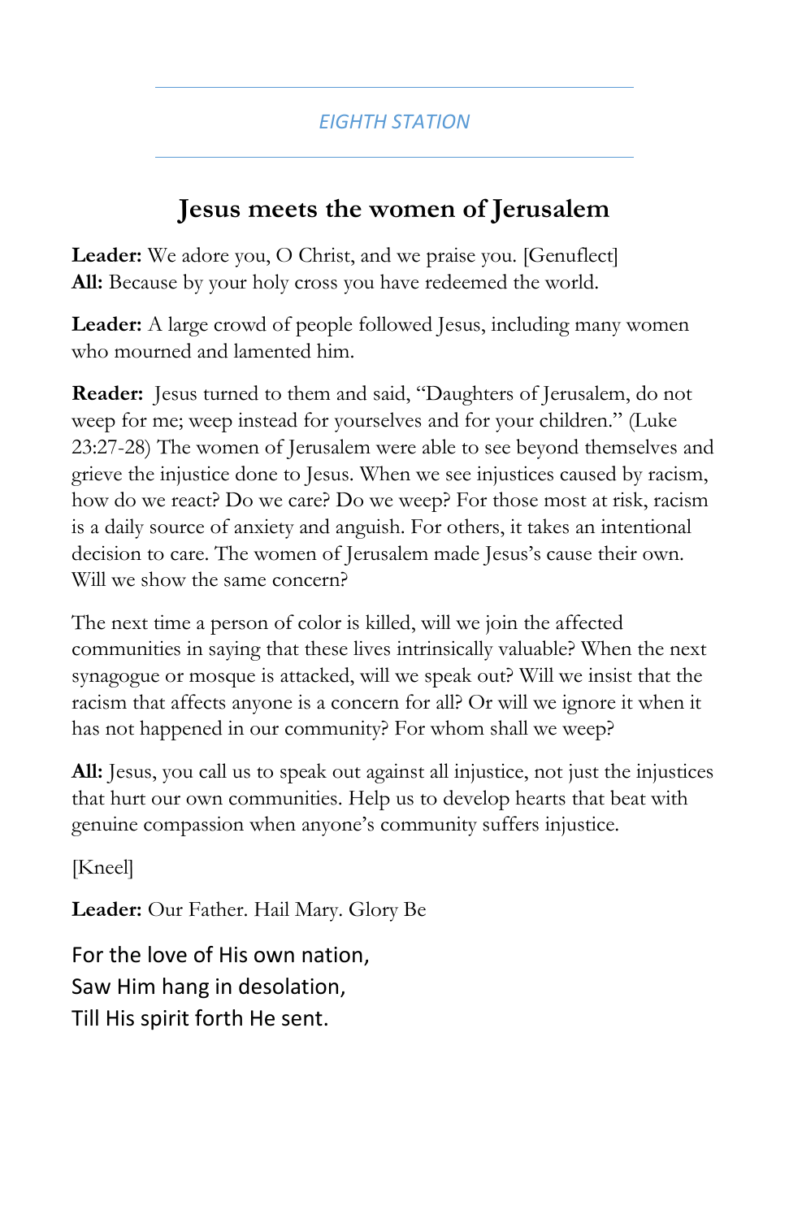EIGHTH STATION

## Jesus meets the women of Jerusalem

**Leader:** We adore you, O Christ, and we praise you. [Genuflect]
**All:** Because by your holy cross you have redeemed the world.

**Leader:** A large crowd of people followed Jesus, including many women who mourned and lamented him.

**Reader:** Jesus turned to them and said, "Daughters of Jerusalem, do not weep for me; weep instead for yourselves and for your children." (Luke 23:27-28) The women of Jerusalem were able to see beyond themselves and grieve the injustice done to Jesus. When we see injustices caused by racism, how do we react? Do we care? Do we weep? For those most at risk, racism is a daily source of anxiety and anguish. For others, it takes an intentional decision to care. The women of Jerusalem made Jesus's cause their own. Will we show the same concern?

The next time a person of color is killed, will we join the affected communities in saying that these lives intrinsically valuable? When the next synagogue or mosque is attacked, will we speak out? Will we insist that the racism that affects anyone is a concern for all? Or will we ignore it when it has not happened in our community? For whom shall we weep?

**All:** Jesus, you call us to speak out against all injustice, not just the injustices that hurt our own communities. Help us to develop hearts that beat with genuine compassion when anyone's community suffers injustice.

[Kneel]

**Leader:** Our Father. Hail Mary. Glory Be

For the love of His own nation,
Saw Him hang in desolation,
Till His spirit forth He sent.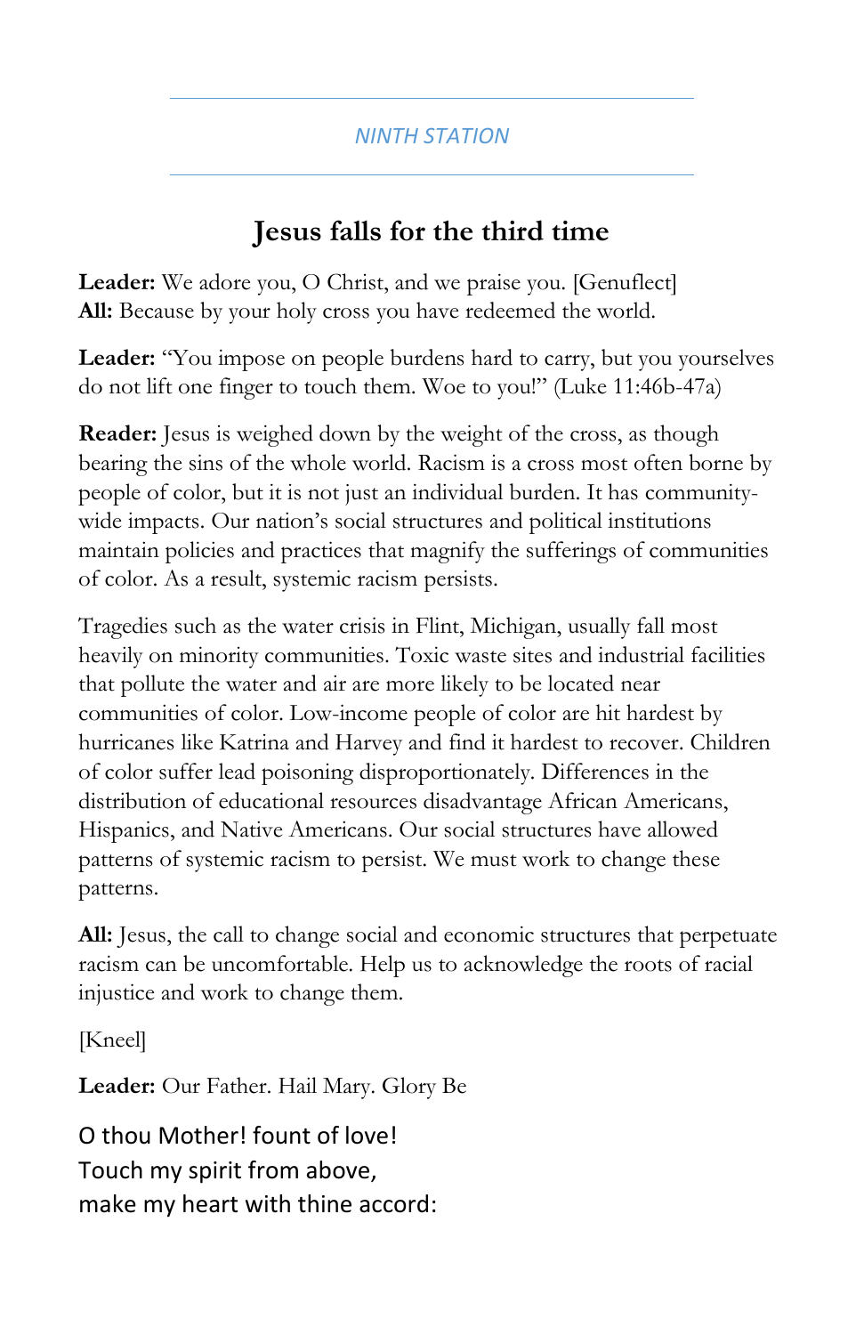*NINTH STATION*

## Jesus falls for the third time

**Leader:** We adore you, O Christ, and we praise you. [Genuflect]
**All:** Because by your holy cross you have redeemed the world.

**Leader:** "You impose on people burdens hard to carry, but you yourselves do not lift one finger to touch them. Woe to you!" (Luke 11:46b-47a)

**Reader:** Jesus is weighed down by the weight of the cross, as though bearing the sins of the whole world. Racism is a cross most often borne by people of color, but it is not just an individual burden. It has community-wide impacts. Our nation's social structures and political institutions maintain policies and practices that magnify the sufferings of communities of color. As a result, systemic racism persists.

Tragedies such as the water crisis in Flint, Michigan, usually fall most heavily on minority communities. Toxic waste sites and industrial facilities that pollute the water and air are more likely to be located near communities of color. Low-income people of color are hit hardest by hurricanes like Katrina and Harvey and find it hardest to recover. Children of color suffer lead poisoning disproportionately. Differences in the distribution of educational resources disadvantage African Americans, Hispanics, and Native Americans. Our social structures have allowed patterns of systemic racism to persist. We must work to change these patterns.

**All:** Jesus, the call to change social and economic structures that perpetuate racism can be uncomfortable. Help us to acknowledge the roots of racial injustice and work to change them.

[Kneel]

**Leader:** Our Father. Hail Mary. Glory Be

O thou Mother! fount of love!
Touch my spirit from above,
make my heart with thine accord: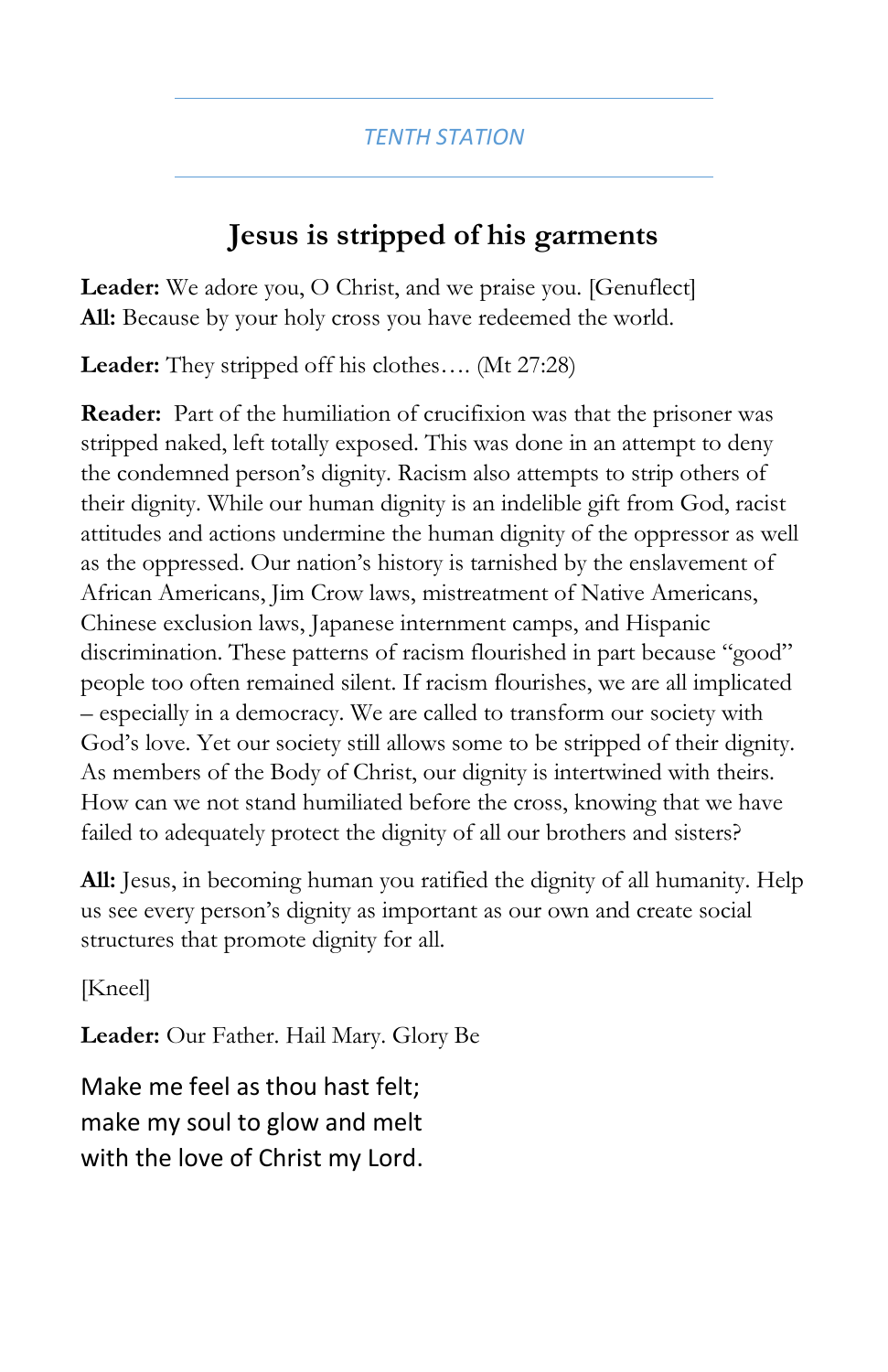TENTH STATION

## Jesus is stripped of his garments

**Leader:** We adore you, O Christ, and we praise you. [Genuflect]
**All:** Because by your holy cross you have redeemed the world.

**Leader:** They stripped off his clothes…. (Mt 27:28)

**Reader:** Part of the humiliation of crucifixion was that the prisoner was stripped naked, left totally exposed. This was done in an attempt to deny the condemned person's dignity. Racism also attempts to strip others of their dignity. While our human dignity is an indelible gift from God, racist attitudes and actions undermine the human dignity of the oppressor as well as the oppressed. Our nation's history is tarnished by the enslavement of African Americans, Jim Crow laws, mistreatment of Native Americans, Chinese exclusion laws, Japanese internment camps, and Hispanic discrimination. These patterns of racism flourished in part because "good" people too often remained silent. If racism flourishes, we are all implicated – especially in a democracy. We are called to transform our society with God's love. Yet our society still allows some to be stripped of their dignity. As members of the Body of Christ, our dignity is intertwined with theirs. How can we not stand humiliated before the cross, knowing that we have failed to adequately protect the dignity of all our brothers and sisters?

**All:** Jesus, in becoming human you ratified the dignity of all humanity. Help us see every person's dignity as important as our own and create social structures that promote dignity for all.

[Kneel]

**Leader:** Our Father. Hail Mary. Glory Be

Make me feel as thou hast felt;
make my soul to glow and melt
with the love of Christ my Lord.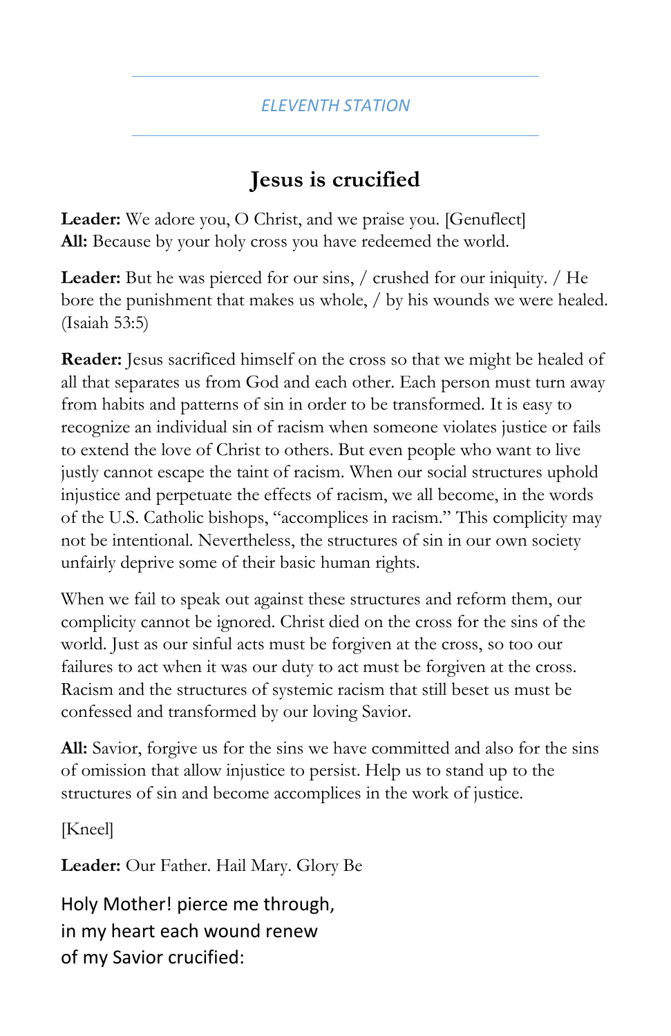## ELEVENTH STATION

# Jesus is crucified

**Leader:** We adore you, O Christ, and we praise you. [Genuflect]
**All:** Because by your holy cross you have redeemed the world.

**Leader:** But he was pierced for our sins, / crushed for our iniquity. / He bore the punishment that makes us whole, / by his wounds we were healed. (Isaiah 53:5)

**Reader:** Jesus sacrificed himself on the cross so that we might be healed of all that separates us from God and each other. Each person must turn away from habits and patterns of sin in order to be transformed. It is easy to recognize an individual sin of racism when someone violates justice or fails to extend the love of Christ to others. But even people who want to live justly cannot escape the taint of racism. When our social structures uphold injustice and perpetuate the effects of racism, we all become, in the words of the U.S. Catholic bishops, "accomplices in racism." This complicity may not be intentional. Nevertheless, the structures of sin in our own society unfairly deprive some of their basic human rights.

When we fail to speak out against these structures and reform them, our complicity cannot be ignored. Christ died on the cross for the sins of the world. Just as our sinful acts must be forgiven at the cross, so too our failures to act when it was our duty to act must be forgiven at the cross. Racism and the structures of systemic racism that still beset us must be confessed and transformed by our loving Savior.

**All:** Savior, forgive us for the sins we have committed and also for the sins of omission that allow injustice to persist. Help us to stand up to the structures of sin and become accomplices in the work of justice.

[Kneel]

**Leader:** Our Father. Hail Mary. Glory Be

Holy Mother! pierce me through,
in my heart each wound renew
of my Savior crucified: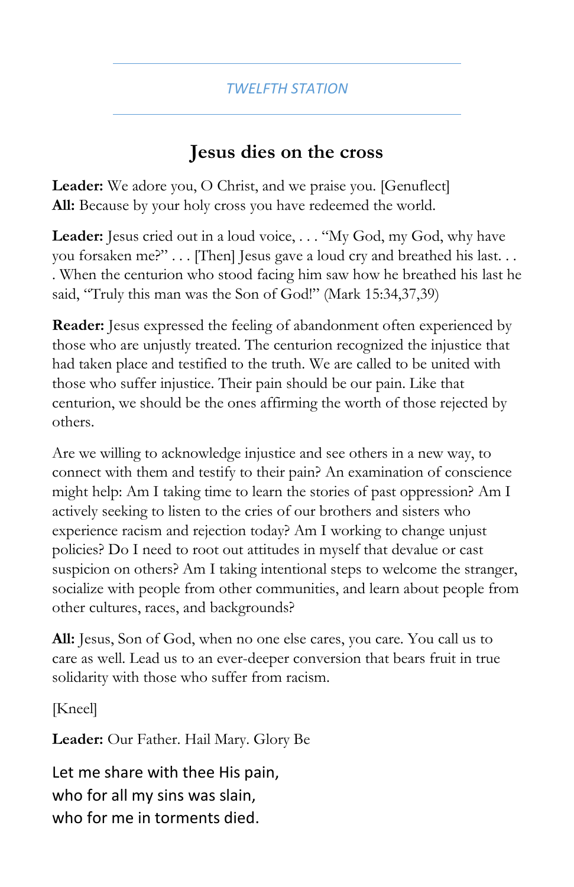*TWELFTH STATION*

## Jesus dies on the cross

**Leader:** We adore you, O Christ, and we praise you. [Genuflect]
**All:** Because by your holy cross you have redeemed the world.

**Leader:** Jesus cried out in a loud voice, . . . "My God, my God, why have you forsaken me?" . . . [Then] Jesus gave a loud cry and breathed his last. . . . When the centurion who stood facing him saw how he breathed his last he said, "Truly this man was the Son of God!" (Mark 15:34,37,39)

**Reader:** Jesus expressed the feeling of abandonment often experienced by those who are unjustly treated. The centurion recognized the injustice that had taken place and testified to the truth. We are called to be united with those who suffer injustice. Their pain should be our pain. Like that centurion, we should be the ones affirming the worth of those rejected by others.

Are we willing to acknowledge injustice and see others in a new way, to connect with them and testify to their pain? An examination of conscience might help: Am I taking time to learn the stories of past oppression? Am I actively seeking to listen to the cries of our brothers and sisters who experience racism and rejection today? Am I working to change unjust policies? Do I need to root out attitudes in myself that devalue or cast suspicion on others? Am I taking intentional steps to welcome the stranger, socialize with people from other communities, and learn about people from other cultures, races, and backgrounds?

**All:** Jesus, Son of God, when no one else cares, you care. You call us to care as well. Lead us to an ever-deeper conversion that bears fruit in true solidarity with those who suffer from racism.

[Kneel]

**Leader:** Our Father. Hail Mary. Glory Be

Let me share with thee His pain,
who for all my sins was slain,
who for me in torments died.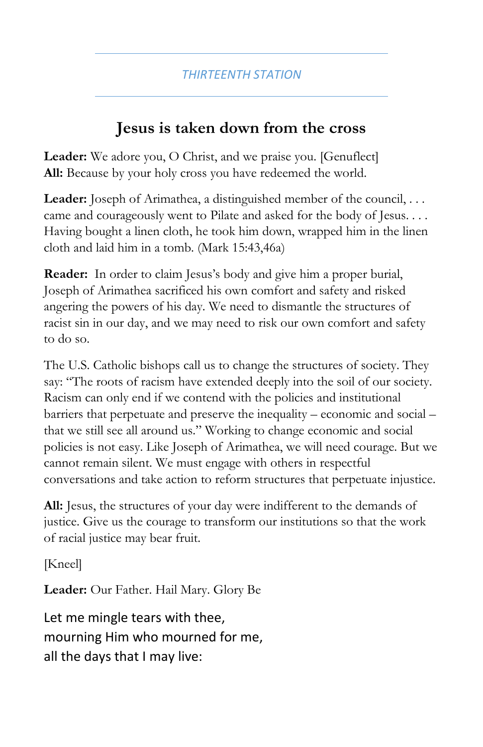THIRTEENTH STATION

## Jesus is taken down from the cross

**Leader:** We adore you, O Christ, and we praise you. [Genuflect]
**All:** Because by your holy cross you have redeemed the world.

**Leader:** Joseph of Arimathea, a distinguished member of the council, . . . came and courageously went to Pilate and asked for the body of Jesus. . . . Having bought a linen cloth, he took him down, wrapped him in the linen cloth and laid him in a tomb. (Mark 15:43,46a)

**Reader:** In order to claim Jesus's body and give him a proper burial, Joseph of Arimathea sacrificed his own comfort and safety and risked angering the powers of his day. We need to dismantle the structures of racist sin in our day, and we may need to risk our own comfort and safety to do so.

The U.S. Catholic bishops call us to change the structures of society. They say: "The roots of racism have extended deeply into the soil of our society. Racism can only end if we contend with the policies and institutional barriers that perpetuate and preserve the inequality – economic and social – that we still see all around us." Working to change economic and social policies is not easy. Like Joseph of Arimathea, we will need courage. But we cannot remain silent. We must engage with others in respectful conversations and take action to reform structures that perpetuate injustice.

**All:** Jesus, the structures of your day were indifferent to the demands of justice. Give us the courage to transform our institutions so that the work of racial justice may bear fruit.

[Kneel]

**Leader:** Our Father. Hail Mary. Glory Be

Let me mingle tears with thee,
mourning Him who mourned for me,
all the days that I may live: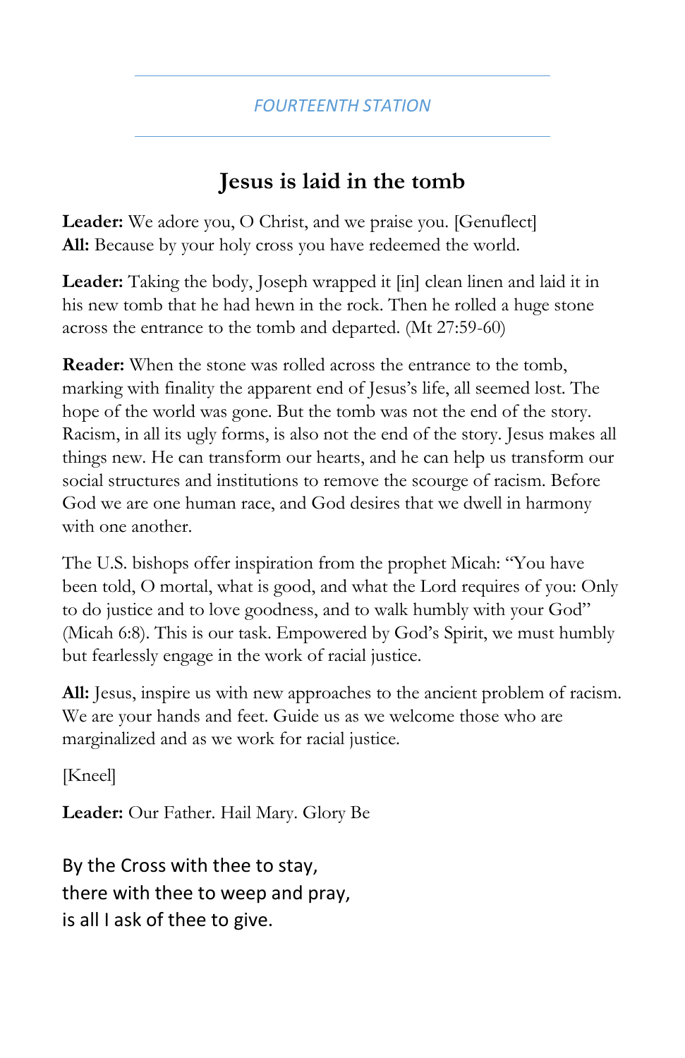## FOURTEENTH STATION

# Jesus is laid in the tomb

**Leader:** We adore you, O Christ, and we praise you. [Genuflect]
**All:** Because by your holy cross you have redeemed the world.

**Leader:** Taking the body, Joseph wrapped it [in] clean linen and laid it in his new tomb that he had hewn in the rock. Then he rolled a huge stone across the entrance to the tomb and departed. (Mt 27:59-60)

**Reader:** When the stone was rolled across the entrance to the tomb, marking with finality the apparent end of Jesus's life, all seemed lost. The hope of the world was gone. But the tomb was not the end of the story. Racism, in all its ugly forms, is also not the end of the story. Jesus makes all things new. He can transform our hearts, and he can help us transform our social structures and institutions to remove the scourge of racism. Before God we are one human race, and God desires that we dwell in harmony with one another.

The U.S. bishops offer inspiration from the prophet Micah: "You have been told, O mortal, what is good, and what the Lord requires of you: Only to do justice and to love goodness, and to walk humbly with your God" (Micah 6:8). This is our task. Empowered by God's Spirit, we must humbly but fearlessly engage in the work of racial justice.

**All:** Jesus, inspire us with new approaches to the ancient problem of racism. We are your hands and feet. Guide us as we welcome those who are marginalized and as we work for racial justice.

[Kneel]

**Leader:** Our Father. Hail Mary. Glory Be

By the Cross with thee to stay,
there with thee to weep and pray,
is all I ask of thee to give.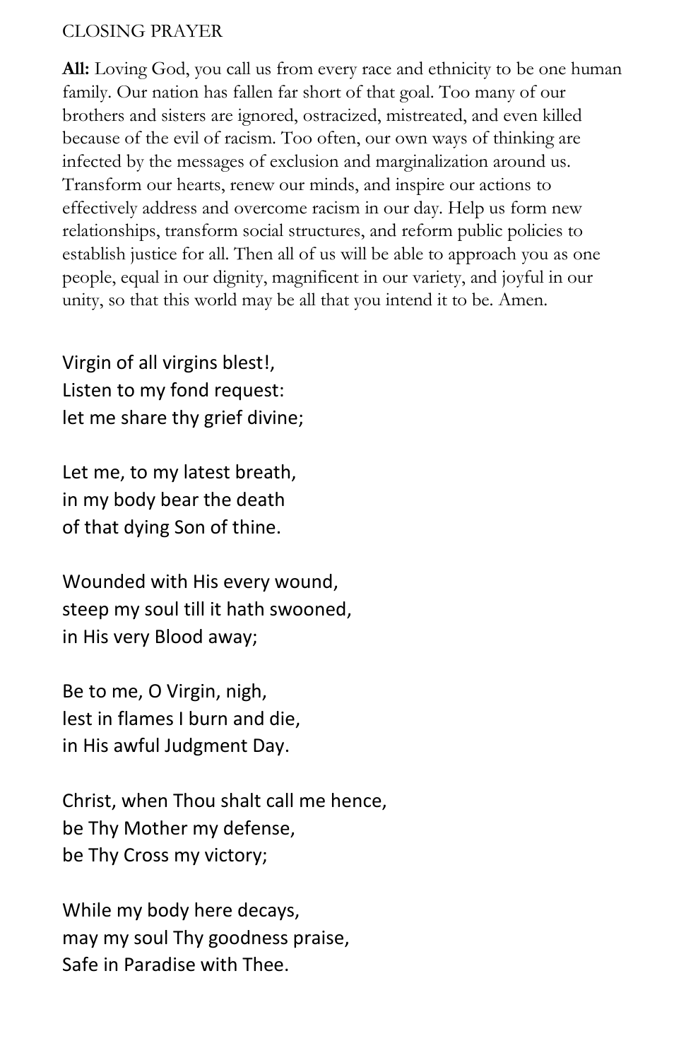## CLOSING PRAYER

**All:** Loving God, you call us from every race and ethnicity to be one human family. Our nation has fallen far short of that goal. Too many of our brothers and sisters are ignored, ostracized, mistreated, and even killed because of the evil of racism. Too often, our own ways of thinking are infected by the messages of exclusion and marginalization around us. Transform our hearts, renew our minds, and inspire our actions to effectively address and overcome racism in our day. Help us form new relationships, transform social structures, and reform public policies to establish justice for all. Then all of us will be able to approach you as one people, equal in our dignity, magnificent in our variety, and joyful in our unity, so that this world may be all that you intend it to be. Amen.

Virgin of all virgins blest!,  
Listen to my fond request:  
let me share thy grief divine;

Let me, to my latest breath,  
in my body bear the death  
of that dying Son of thine.

Wounded with His every wound,  
steep my soul till it hath swooned,  
in His very Blood away;

Be to me, O Virgin, nigh,  
lest in flames I burn and die,  
in His awful Judgment Day.

Christ, when Thou shalt call me hence,  
be Thy Mother my defense,  
be Thy Cross my victory;

While my body here decays,  
may my soul Thy goodness praise,  
Safe in Paradise with Thee.